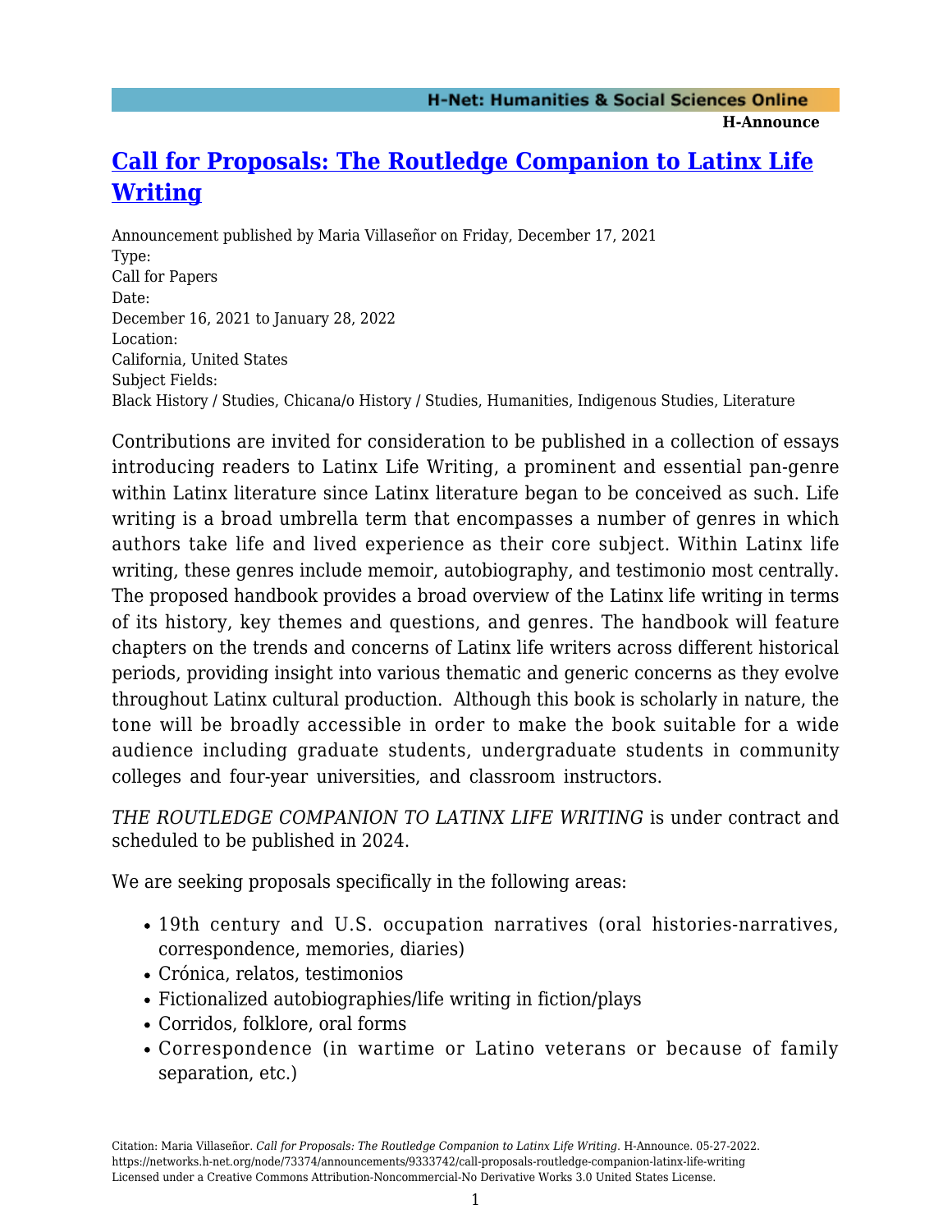# Call for Proposals: The Routledge Companion to Latinx Life Writing

Announcement published by Maria Villaseñor on Friday, December 17, 2021

Type:
Call for Papers

Date:
December 16, 2021 to January 28, 2022

Location:
California, United States

Subject Fields:
Black History / Studies, Chicana/o History / Studies, Humanities, Indigenous Studies, Literature

Contributions are invited for consideration to be published in a collection of essays introducing readers to Latinx Life Writing, a prominent and essential pan-genre within Latinx literature since Latinx literature began to be conceived as such. Life writing is a broad umbrella term that encompasses a number of genres in which authors take life and lived experience as their core subject. Within Latinx life writing, these genres include memoir, autobiography, and testimonio most centrally. The proposed handbook provides a broad overview of the Latinx life writing in terms of its history, key themes and questions, and genres. The handbook will feature chapters on the trends and concerns of Latinx life writers across different historical periods, providing insight into various thematic and generic concerns as they evolve throughout Latinx cultural production. Although this book is scholarly in nature, the tone will be broadly accessible in order to make the book suitable for a wide audience including graduate students, undergraduate students in community colleges and four-year universities, and classroom instructors.

*THE ROUTLEDGE COMPANION TO LATINX LIFE WRITING* is under contract and scheduled to be published in 2024.

We are seeking proposals specifically in the following areas:

- 19th century and U.S. occupation narratives (oral histories-narratives, correspondence, memories, diaries)
- Crónica, relatos, testimonios
- Fictionalized autobiographies/life writing in fiction/plays
- Corridos, folklore, oral forms
- Correspondence (in wartime or Latino veterans or because of family separation, etc.)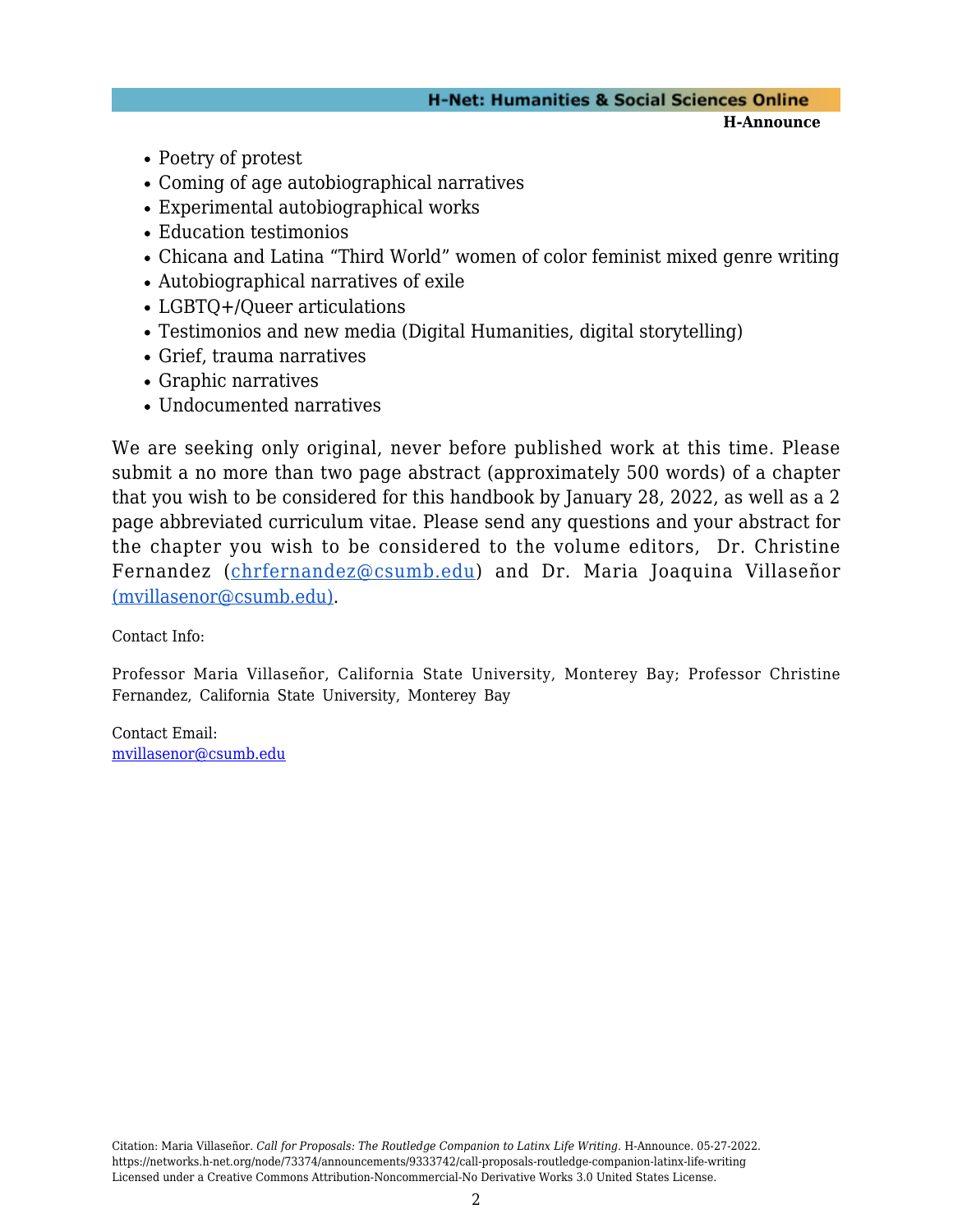- Poetry of protest
- Coming of age autobiographical narratives
- Experimental autobiographical works
- Education testimonios
- Chicana and Latina “Third World” women of color feminist mixed genre writing
- Autobiographical narratives of exile
- LGBTQ+/Queer articulations
- Testimonios and new media (Digital Humanities, digital storytelling)
- Grief, trauma narratives
- Graphic narratives
- Undocumented narratives

We are seeking only original, never before published work at this time. Please submit a no more than two page abstract (approximately 500 words) of a chapter that you wish to be considered for this handbook by January 28, 2022, as well as a 2 page abbreviated curriculum vitae. Please send any questions and your abstract for the chapter you wish to be considered to the volume editors, Dr. Christine Fernandez (chrfernandez@csumb.edu) and Dr. Maria Joaquina Villaseñor (mvillasenor@csumb.edu).

Contact Info:

Professor Maria Villaseñor, California State University, Monterey Bay; Professor Christine Fernandez, California State University, Monterey Bay

Contact Email:
mvillasenor@csumb.edu

Citation: Maria Villaseñor. *Call for Proposals: The Routledge Companion to Latinx Life Writing*. H-Announce. 05-27-2022.
https://networks.h-net.org/node/73374/announcements/9333742/call-proposals-routledge-companion-latinx-life-writing
Licensed under a Creative Commons Attribution-Noncommercial-No Derivative Works 3.0 United States License.